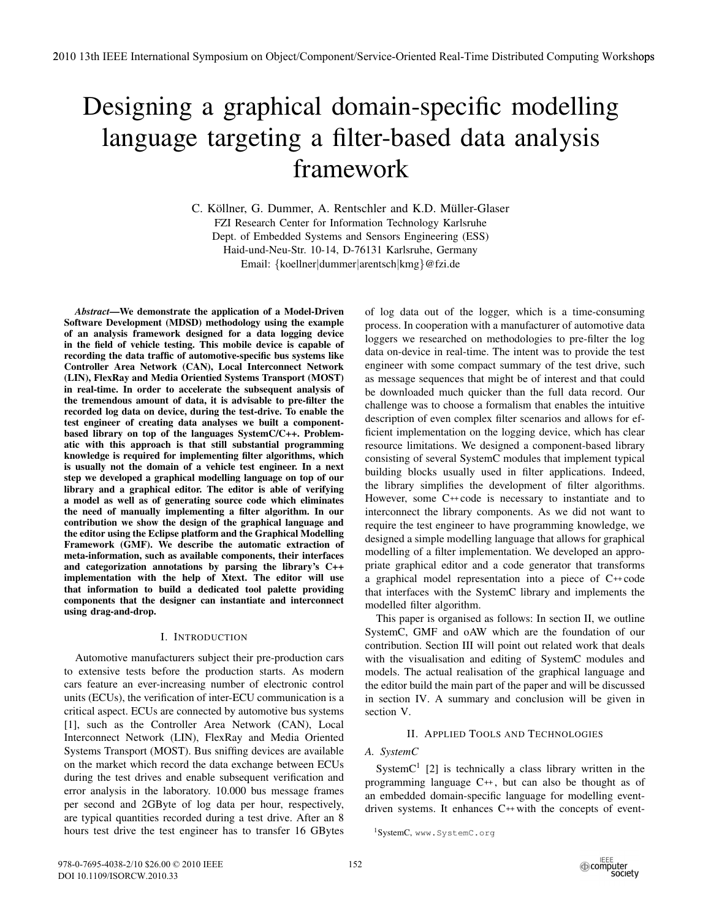# Designing a graphical domain-specific modelling language targeting a filter-based data analysis framework

C. Köllner, G. Dummer, A. Rentschler and K.D. Müller-Glaser
FZI Research Center for Information Technology Karlsruhe
Dept. of Embedded Systems and Sensors Engineering (ESS)
Haid-und-Neu-Str. 10-14, D-76131 Karlsruhe, Germany
Email: {koellner|dummer|arentsch|kmg}@fzi.de

***Abstract*—We demonstrate the application of a Model-Driven Software Development (MDSD) methodology using the example of an analysis framework designed for a data logging device in the field of vehicle testing. This mobile device is capable of recording the data traffic of automotive-specific bus systems like Controller Area Network (CAN), Local Interconnect Network (LIN), FlexRay and Media Orientied Systems Transport (MOST) in real-time. In order to accelerate the subsequent analysis of the tremendous amount of data, it is advisable to pre-filter the recorded log data on device, during the test-drive. To enable the test engineer of creating data analyses we built a component-based library on top of the languages SystemC/C++. Problematic with this approach is that still substantial programming knowledge is required for implementing filter algorithms, which is usually not the domain of a vehicle test engineer. In a next step we developed a graphical modelling language on top of our library and a graphical editor. The editor is able of verifying a model as well as of generating source code which eliminates the need of manually implementing a filter algorithm. In our contribution we show the design of the graphical language and the editor using the Eclipse platform and the Graphical Modelling Framework (GMF). We describe the automatic extraction of meta-information, such as available components, their interfaces and categorization annotations by parsing the library's C++ implementation with the help of Xtext. The editor will use that information to build a dedicated tool palette providing components that the designer can instantiate and interconnect using drag-and-drop.**

## I. Introduction

Automotive manufacturers subject their pre-production cars to extensive tests before the production starts. As modern cars feature an ever-increasing number of electronic control units (ECUs), the verification of inter-ECU communication is a critical aspect. ECUs are connected by automotive bus systems [1], such as the Controller Area Network (CAN), Local Interconnect Network (LIN), FlexRay and Media Oriented Systems Transport (MOST). Bus sniffing devices are available on the market which record the data exchange between ECUs during the test drives and enable subsequent verification and error analysis in the laboratory. 10.000 bus message frames per second and 2GByte of log data per hour, respectively, are typical quantities recorded during a test drive. After an 8 hours test drive the test engineer has to transfer 16 GBytes of log data out of the logger, which is a time-consuming process. In cooperation with a manufacturer of automotive data loggers we researched on methodologies to pre-filter the log data on-device in real-time. The intent was to provide the test engineer with some compact summary of the test drive, such as message sequences that might be of interest and that could be downloaded much quicker than the full data record. Our challenge was to choose a formalism that enables the intuitive description of even complex filter scenarios and allows for efficient implementation on the logging device, which has clear resource limitations. We designed a component-based library consisting of several SystemC modules that implement typical building blocks usually used in filter applications. Indeed, the library simplifies the development of filter algorithms. However, some C++ code is necessary to instantiate and to interconnect the library components. As we did not want to require the test engineer to have programming knowledge, we designed a simple modelling language that allows for graphical modelling of a filter implementation. We developed an appropriate graphical editor and a code generator that transforms a graphical model representation into a piece of C++ code that interfaces with the SystemC library and implements the modelled filter algorithm.

This paper is organised as follows: In section II, we outline SystemC, GMF and oAW which are the foundation of our contribution. Section III will point out related work that deals with the visualisation and editing of SystemC modules and models. The actual realisation of the graphical language and the editor build the main part of the paper and will be discussed in section IV. A summary and conclusion will be given in section V.

## II. Applied Tools and Technologies

### A. SystemC

SystemC[1] [2] is technically a class library written in the programming language C++, but can also be thought as of an embedded domain-specific language for modelling event-driven systems. It enhances C++ with the concepts of event-

[1] SystemC, www.SystemC.org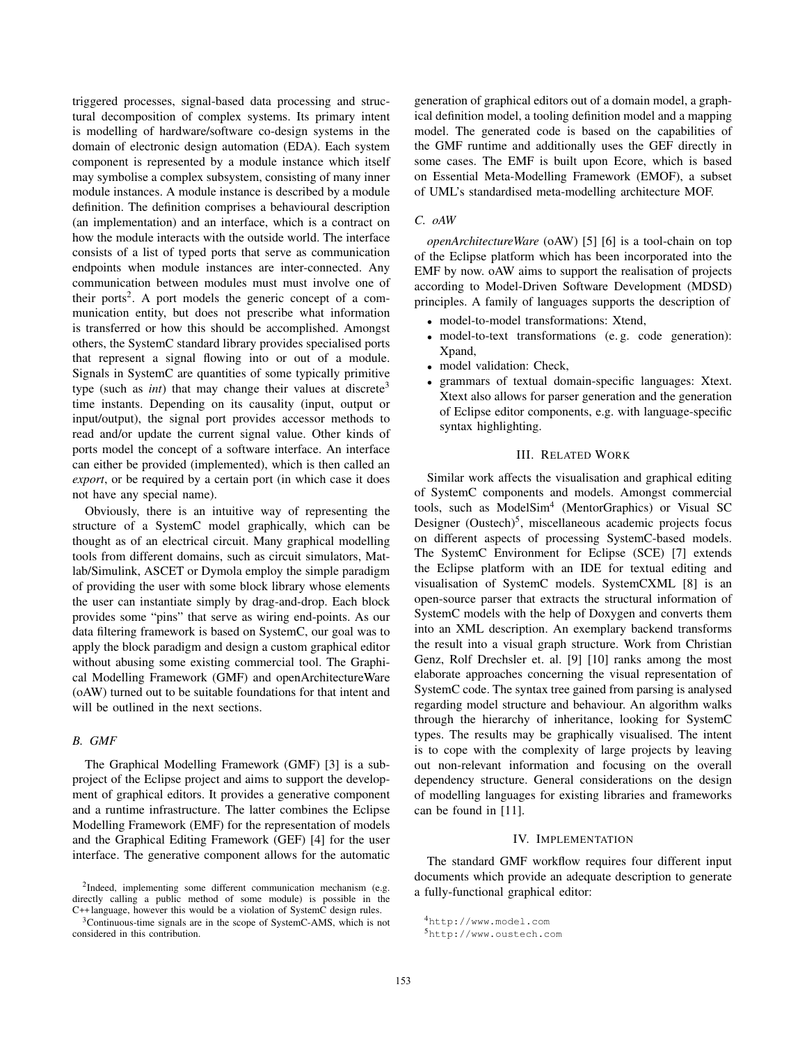triggered processes, signal-based data processing and structural decomposition of complex systems. Its primary intent is modelling of hardware/software co-design systems in the domain of electronic design automation (EDA). Each system component is represented by a module instance which itself may symbolise a complex subsystem, consisting of many inner module instances. A module instance is described by a module definition. The definition comprises a behavioural description (an implementation) and an interface, which is a contract on how the module interacts with the outside world. The interface consists of a list of typed ports that serve as communication endpoints when module instances are inter-connected. Any communication between modules must must involve one of their ports[2]. A port models the generic concept of a communication entity, but does not prescribe what information is transferred or how this should be accomplished. Amongst others, the SystemC standard library provides specialised ports that represent a signal flowing into or out of a module. Signals in SystemC are quantities of some typically primitive type (such as *int*) that may change their values at discrete[3] time instants. Depending on its causality (input, output or input/output), the signal port provides accessor methods to read and/or update the current signal value. Other kinds of ports model the concept of a software interface. An interface can either be provided (implemented), which is then called an *export*, or be required by a certain port (in which case it does not have any special name).

Obviously, there is an intuitive way of representing the structure of a SystemC model graphically, which can be thought as of an electrical circuit. Many graphical modelling tools from different domains, such as circuit simulators, Matlab/Simulink, ASCET or Dymola employ the simple paradigm of providing the user with some block library whose elements the user can instantiate simply by drag-and-drop. Each block provides some "pins" that serve as wiring end-points. As our data filtering framework is based on SystemC, our goal was to apply the block paradigm and design a custom graphical editor without abusing some existing commercial tool. The Graphical Modelling Framework (GMF) and openArchitectureWare (oAW) turned out to be suitable foundations for that intent and will be outlined in the next sections.

### B. GMF

The Graphical Modelling Framework (GMF) [3] is a subproject of the Eclipse project and aims to support the development of graphical editors. It provides a generative component and a runtime infrastructure. The latter combines the Eclipse Modelling Framework (EMF) for the representation of models and the Graphical Editing Framework (GEF) [4] for the user interface. The generative component allows for the automatic generation of graphical editors out of a domain model, a graphical definition model, a tooling definition model and a mapping model. The generated code is based on the capabilities of the GMF runtime and additionally uses the GEF directly in some cases. The EMF is built upon Ecore, which is based on Essential Meta-Modelling Framework (EMOF), a subset of UML's standardised meta-modelling architecture MOF.

### C. oAW

*openArchitectureWare* (oAW) [5] [6] is a tool-chain on top of the Eclipse platform which has been incorporated into the EMF by now. oAW aims to support the realisation of projects according to Model-Driven Software Development (MDSD) principles. A family of languages supports the description of

- model-to-model transformations: Xtend,
- model-to-text transformations (e. g. code generation): Xpand,
- model validation: Check,
- grammars of textual domain-specific languages: Xtext. Xtext also allows for parser generation and the generation of Eclipse editor components, e.g. with language-specific syntax highlighting.

## III. Related Work

Similar work affects the visualisation and graphical editing of SystemC components and models. Amongst commercial tools, such as ModelSim[4] (MentorGraphics) or Visual SC Designer (Oustech)[5], miscellaneous academic projects focus on different aspects of processing SystemC-based models. The SystemC Environment for Eclipse (SCE) [7] extends the Eclipse platform with an IDE for textual editing and visualisation of SystemC models. SystemCXML [8] is an open-source parser that extracts the structural information of SystemC models with the help of Doxygen and converts them into an XML description. An exemplary backend transforms the result into a visual graph structure. Work from Christian Genz, Rolf Drechsler et. al. [9] [10] ranks among the most elaborate approaches concerning the visual representation of SystemC code. The syntax tree gained from parsing is analysed regarding model structure and behaviour. An algorithm walks through the hierarchy of inheritance, looking for SystemC types. The results may be graphically visualised. The intent is to cope with the complexity of large projects by leaving out non-relevant information and focusing on the overall dependency structure. General considerations on the design of modelling languages for existing libraries and frameworks can be found in [11].

## IV. Implementation

The standard GMF workflow requires four different input documents which provide an adequate description to generate a fully-functional graphical editor:

[2] Indeed, implementing some different communication mechanism (e.g. directly calling a public method of some module) is possible in the C++language, however this would be a violation of SystemC design rules.

[3] Continuous-time signals are in the scope of SystemC-AMS, which is not considered in this contribution.

[4] http://www.model.com

[5] http://www.oustech.com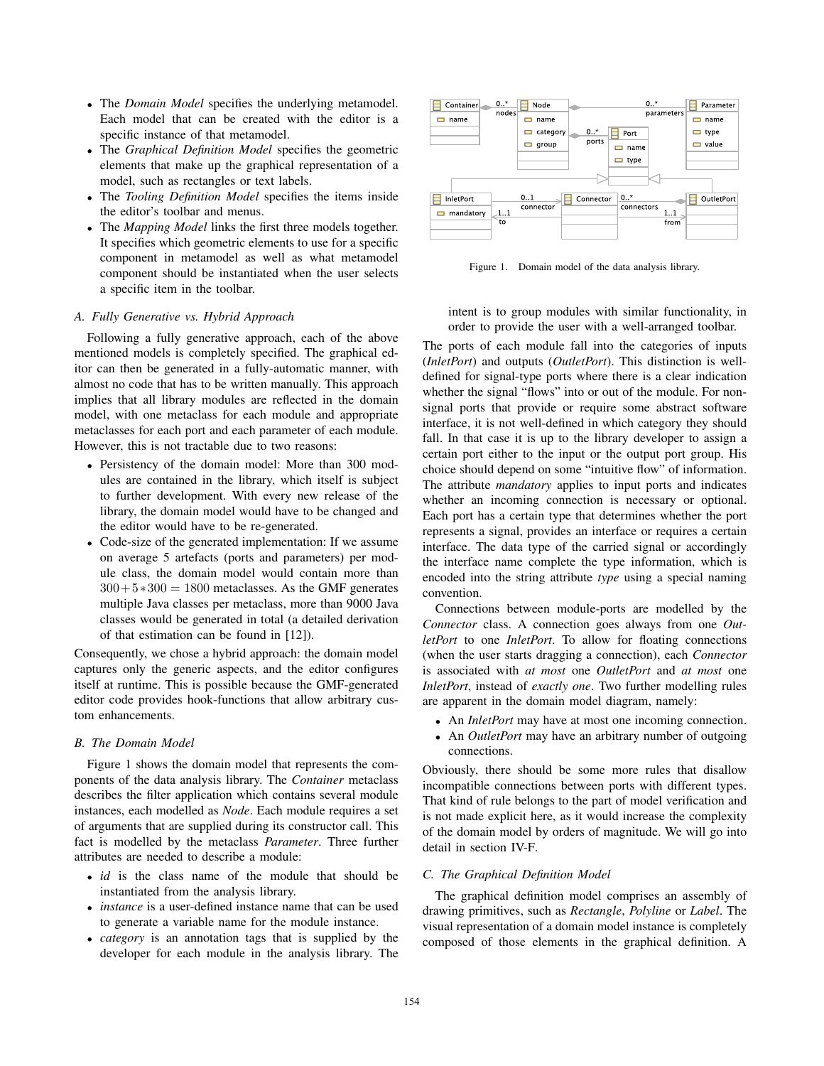- The *Domain Model* specifies the underlying metamodel. Each model that can be created with the editor is a specific instance of that metamodel.
- The *Graphical Definition Model* specifies the geometric elements that make up the graphical representation of a model, such as rectangles or text labels.
- The *Tooling Definition Model* specifies the items inside the editor's toolbar and menus.
- The *Mapping Model* links the first three models together. It specifies which geometric elements to use for a specific component in metamodel as well as what metamodel component should be instantiated when the user selects a specific item in the toolbar.

### A. Fully Generative vs. Hybrid Approach

Following a fully generative approach, each of the above mentioned models is completely specified. The graphical editor can then be generated in a fully-automatic manner, with almost no code that has to be written manually. This approach implies that all library modules are reflected in the domain model, with one metaclass for each module and appropriate metaclasses for each port and each parameter of each module. However, this is not tractable due to two reasons:

- Persistency of the domain model: More than 300 modules are contained in the library, which itself is subject to further development. With every new release of the library, the domain model would have to be changed and the editor would have to be re-generated.
- Code-size of the generated implementation: If we assume on average 5 artefacts (ports and parameters) per module class, the domain model would contain more than $300 + 5 * 300 = 1800$ metaclasses. As the GMF generates multiple Java classes per metaclass, more than 9000 Java classes would be generated in total (a detailed derivation of that estimation can be found in [12]).

Consequently, we chose a hybrid approach: the domain model captures only the generic aspects, and the editor configures itself at runtime. This is possible because the GMF-generated editor code provides hook-functions that allow arbitrary custom enhancements.

### B. The Domain Model

Figure 1 shows the domain model that represents the components of the data analysis library. The *Container* metaclass describes the filter application which contains several module instances, each modelled as *Node*. Each module requires a set of arguments that are supplied during its constructor call. This fact is modelled by the metaclass *Parameter*. Three further attributes are needed to describe a module:

- *id* is the class name of the module that should be instantiated from the analysis library.
- *instance* is a user-defined instance name that can be used to generate a variable name for the module instance.
- *category* is an annotation tags that is supplied by the developer for each module in the analysis library. The intent is to group modules with similar functionality, in order to provide the user with a well-arranged toolbar.

Figure 1. Domain model of the data analysis library.

The ports of each module fall into the categories of inputs (*InletPort*) and outputs (*OutletPort*). This distinction is well-defined for signal-type ports where there is a clear indication whether the signal "flows" into or out of the module. For non-signal ports that provide or require some abstract software interface, it is not well-defined in which category they should fall. In that case it is up to the library developer to assign a certain port either to the input or the output port group. His choice should depend on some "intuitive flow" of information. The attribute *mandatory* applies to input ports and indicates whether an incoming connection is necessary or optional. Each port has a certain type that determines whether the port represents a signal, provides an interface or requires a certain interface. The data type of the carried signal or accordingly the interface name complete the type information, which is encoded into the string attribute *type* using a special naming convention.

Connections between module-ports are modelled by the *Connector* class. A connection goes always from one *OutletPort* to one *InletPort*. To allow for floating connections (when the user starts dragging a connection), each *Connector* is associated with *at most* one *OutletPort* and *at most* one *InletPort*, instead of *exactly one*. Two further modelling rules are apparent in the domain model diagram, namely:

- An *InletPort* may have at most one incoming connection.
- An *OutletPort* may have an arbitrary number of outgoing connections.

Obviously, there should be some more rules that disallow incompatible connections between ports with different types. That kind of rule belongs to the part of model verification and is not made explicit here, as it would increase the complexity of the domain model by orders of magnitude. We will go into detail in section IV-F.

### C. The Graphical Definition Model

The graphical definition model comprises an assembly of drawing primitives, such as *Rectangle*, *Polyline* or *Label*. The visual representation of a domain model instance is completely composed of those elements in the graphical definition. A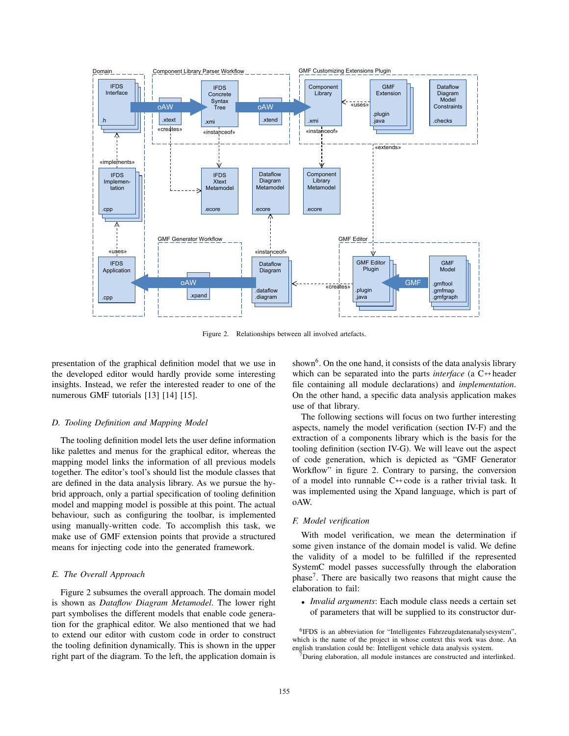Figure 2. Relationships between all involved artefacts.

presentation of the graphical definition model that we use in the developed editor would hardly provide some interesting insights. Instead, we refer the interested reader to one of the numerous GMF tutorials [13] [14] [15].

### D. Tooling Definition and Mapping Model

The tooling definition model lets the user define information like palettes and menus for the graphical editor, whereas the mapping model links the information of all previous models together. The editor's tool's should list the module classes that are defined in the data analysis library. As we pursue the hybrid approach, only a partial specification of tooling definition model and mapping model is possible at this point. The actual behaviour, such as configuring the toolbar, is implemented using manually-written code. To accomplish this task, we make use of GMF extension points that provide a structured means for injecting code into the generated framework.

### E. The Overall Approach

Figure 2 subsumes the overall approach. The domain model is shown as *Dataflow Diagram Metamodel*. The lower right part symbolises the different models that enable code generation for the graphical editor. We also mentioned that we had to extend our editor with custom code in order to construct the tooling definition dynamically. This is shown in the upper right part of the diagram. To the left, the application domain is shown[6]. On the one hand, it consists of the data analysis library which can be separated into the parts *interface* (a C++ header file containing all module declarations) and *implementation*. On the other hand, a specific data analysis application makes use of that library.

The following sections will focus on two further interesting aspects, namely the model verification (section IV-F) and the extraction of a components library which is the basis for the tooling definition (section IV-G). We will leave out the aspect of code generation, which is depicted as "GMF Generator Workflow" in figure 2. Contrary to parsing, the conversion of a model into runnable C++ code is a rather trivial task. It was implemented using the Xpand language, which is part of oAW.

### F. Model verification

With model verification, we mean the determination if some given instance of the domain model is valid. We define the validity of a model to be fulfilled if the represented SystemC model passes successfully through the elaboration phase[7]. There are basically two reasons that might cause the elaboration to fail:

- *Invalid arguments*: Each module class needs a certain set of parameters that will be supplied to its constructor dur-

[6] IFDS is an abbreviation for "Intelligentes Fahrzeugdatenanalysesystem", which is the name of the project in whose context this work was done. An english translation could be: Intelligent vehicle data analysis system.

[7] During elaboration, all module instances are constructed and interlinked.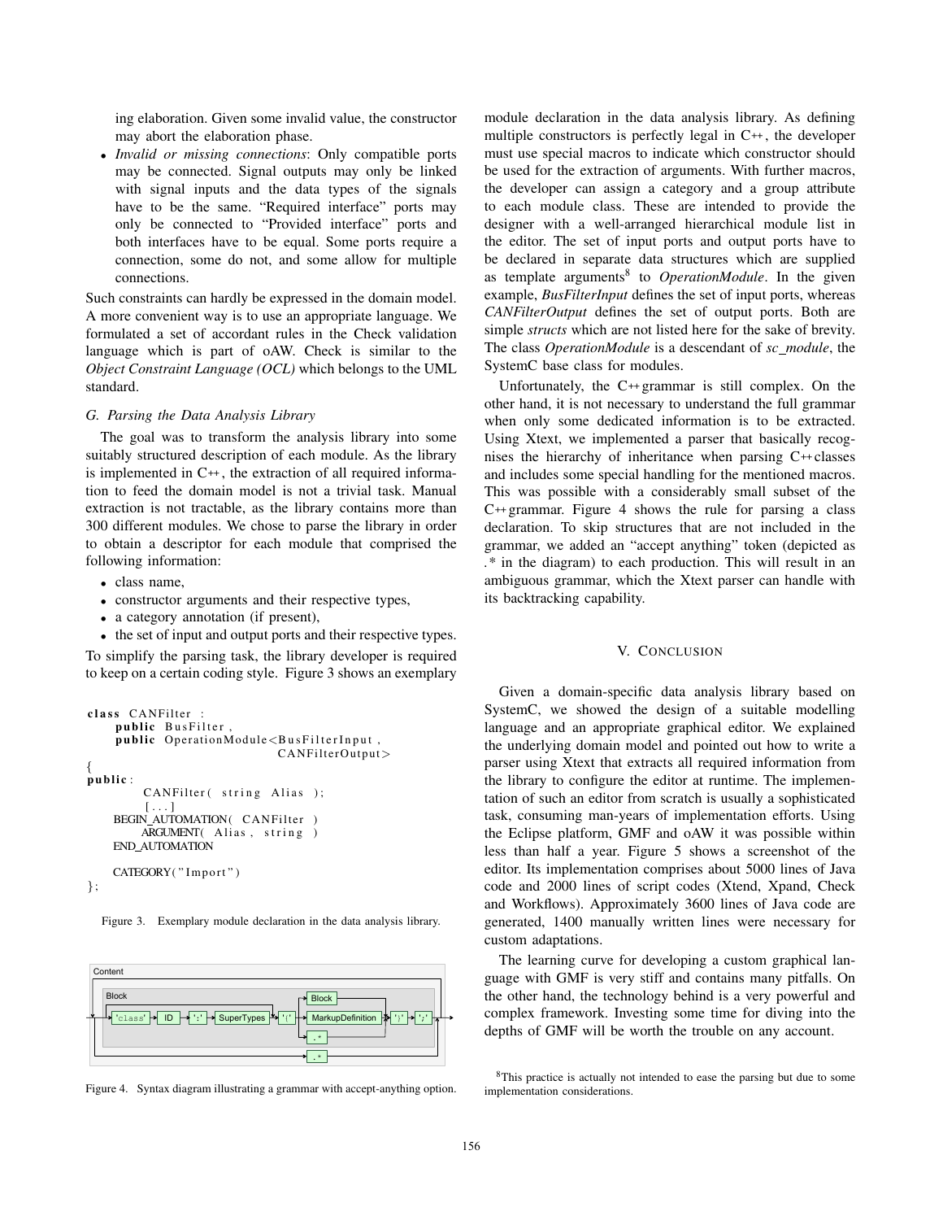ing elaboration. Given some invalid value, the constructor may abort the elaboration phase.

- *Invalid or missing connections*: Only compatible ports may be connected. Signal outputs may only be linked with signal inputs and the data types of the signals have to be the same. “Required interface” ports may only be connected to “Provided interface” ports and both interfaces have to be equal. Some ports require a connection, some do not, and some allow for multiple connections.

Such constraints can hardly be expressed in the domain model. A more convenient way is to use an appropriate language. We formulated a set of accordant rules in the Check validation language which is part of oAW. Check is similar to the *Object Constraint Language (OCL)* which belongs to the UML standard.

### G. Parsing the Data Analysis Library

The goal was to transform the analysis library into some suitably structured description of each module. As the library is implemented in C++, the extraction of all required information to feed the domain model is not a trivial task. Manual extraction is not tractable, as the library contains more than 300 different modules. We chose to parse the library in order to obtain a descriptor for each module that comprised the following information:

- class name,
- constructor arguments and their respective types,
- a category annotation (if present),
- the set of input and output ports and their respective types.

To simplify the parsing task, the library developer is required to keep on a certain coding style. Figure 3 shows an exemplary

```
class CANFilter :
    public BusFilter,
    public OperationModule<BusFilterInput,
                           CANFilterOutput>
{
public:
        CANFilter( string Alias );
        [...]
    BEGIN_AUTOMATION( CANFilter )
        ARGUMENT( Alias, string )
    END_AUTOMATION

    CATEGORY("Import")
};
```

Figure 3. Exemplary module declaration in the data analysis library.

```
Content
  Block
    'class' -> ID -> ':' -> SuperTypes -> '{' -> [ Block | MarkupDefinition | .* ] -> '}' -> ';'
  | .*
```

Figure 4. Syntax diagram illustrating a grammar with accept-anything option.

module declaration in the data analysis library. As defining multiple constructors is perfectly legal in C++, the developer must use special macros to indicate which constructor should be used for the extraction of arguments. With further macros, the developer can assign a category and a group attribute to each module class. These are intended to provide the designer with a well-arranged hierarchical module list in the editor. The set of input ports and output ports have to be declared in separate data structures which are supplied as template arguments[8] to *OperationModule*. In the given example, *BusFilterInput* defines the set of input ports, whereas *CANFilterOutput* defines the set of output ports. Both are simple *structs* which are not listed here for the sake of brevity. The class *OperationModule* is a descendant of *sc_module*, the SystemC base class for modules.

Unfortunately, the C++ grammar is still complex. On the other hand, it is not necessary to understand the full grammar when only some dedicated information is to be extracted. Using Xtext, we implemented a parser that basically recognises the hierarchy of inheritance when parsing C++ classes and includes some special handling for the mentioned macros. This was possible with a considerably small subset of the C++ grammar. Figure 4 shows the rule for parsing a class declaration. To skip structures that are not included in the grammar, we added an “accept anything” token (depicted as .* in the diagram) to each production. This will result in an ambiguous grammar, which the Xtext parser can handle with its backtracking capability.

## V. Conclusion

Given a domain-specific data analysis library based on SystemC, we showed the design of a suitable modelling language and an appropriate graphical editor. We explained the underlying domain model and pointed out how to write a parser using Xtext that extracts all required information from the library to configure the editor at runtime. The implementation of such an editor from scratch is usually a sophisticated task, consuming man-years of implementation efforts. Using the Eclipse platform, GMF and oAW it was possible within less than half a year. Figure 5 shows a screenshot of the editor. Its implementation comprises about 5000 lines of Java code and 2000 lines of script codes (Xtend, Xpand, Check and Workflows). Approximately 3600 lines of Java code are generated, 1400 manually written lines were necessary for custom adaptations.

The learning curve for developing a custom graphical language with GMF is very stiff and contains many pitfalls. On the other hand, the technology behind is a very powerful and complex framework. Investing some time for diving into the depths of GMF will be worth the trouble on any account.

[8] This practice is actually not intended to ease the parsing but due to some implementation considerations.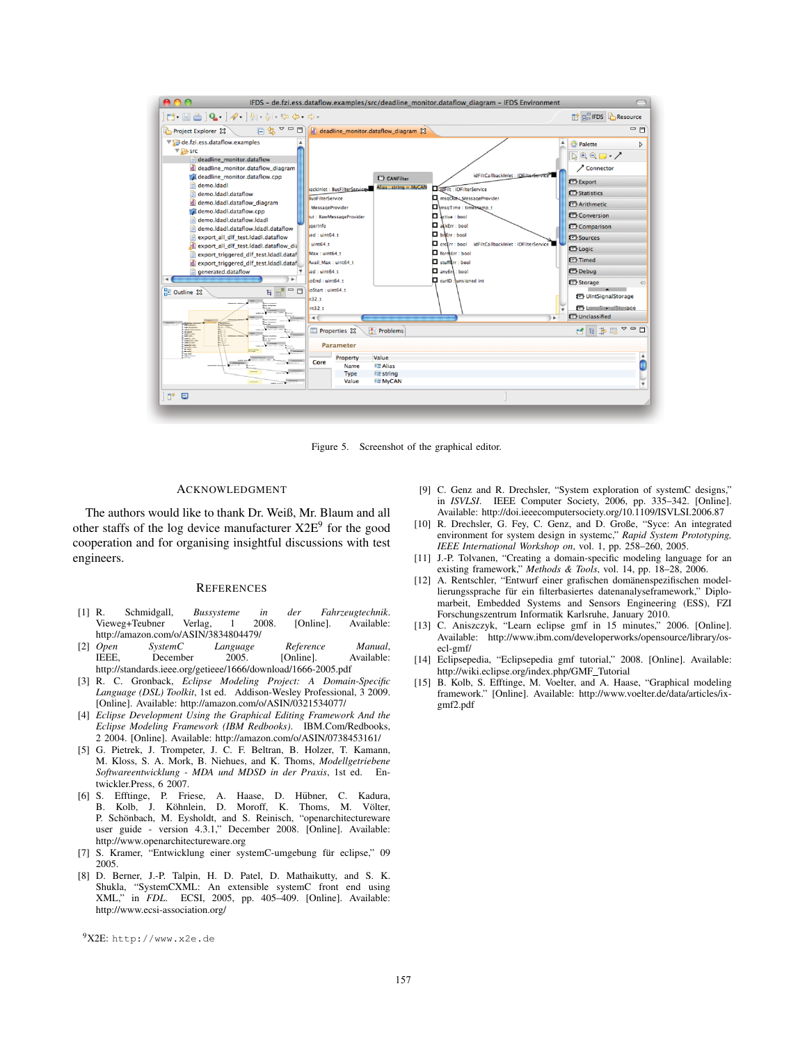Figure 5. Screenshot of the graphical editor.

## Acknowledgment

The authors would like to thank Dr. Weiß, Mr. Blaum and all other staffs of the log device manufacturer X2E[9] for the good cooperation and for organising insightful discussions with test engineers.

## References

[1] R. Schmidgall, *Bussysteme in der Fahrzeugtechnik*. Vieweg+Teubner Verlag, 1 2008. [Online]. Available: http://amazon.com/o/ASIN/3834804479/

[2] *Open SystemC Language Reference Manual*, IEEE, December 2005. [Online]. Available: http://standards.ieee.org/getieee/1666/download/1666-2005.pdf

[3] R. C. Gronback, *Eclipse Modeling Project: A Domain-Specific Language (DSL) Toolkit*, 1st ed. Addison-Wesley Professional, 3 2009. [Online]. Available: http://amazon.com/o/ASIN/0321534077/

[4] *Eclipse Development Using the Graphical Editing Framework And the Eclipse Modeling Framework (IBM Redbooks)*. IBM.Com/Redbooks, 2 2004. [Online]. Available: http://amazon.com/o/ASIN/0738453161/

[5] G. Pietrek, J. Trompeter, J. C. F. Beltran, B. Holzer, T. Kamann, M. Kloss, S. A. Mork, B. Niehues, and K. Thoms, *Modellgetriebene Softwareentwicklung - MDA und MDSD in der Praxis*, 1st ed. Entwickler.Press, 6 2007.

[6] S. Efftinge, P. Friese, A. Haase, D. Hübner, C. Kadura, B. Kolb, J. Köhnlein, D. Moroff, K. Thoms, M. Völter, P. Schönbach, M. Eysholdt, and S. Reinisch, "openarchitectureware user guide - version 4.3.1," December 2008. [Online]. Available: http://www.openarchitectureware.org

[7] S. Kramer, "Entwicklung einer systemC-umgebung für eclipse," 09 2005.

[8] D. Berner, J.-P. Talpin, H. D. Patel, D. Mathaikutty, and S. K. Shukla, "SystemCXML: An extensible systemC front end using XML," in *FDL*. ECSI, 2005, pp. 405–409. [Online]. Available: http://www.ecsi-association.org/

[9] C. Genz and R. Drechsler, "System exploration of systemC designs," in *ISVLSI*. IEEE Computer Society, 2006, pp. 335–342. [Online]. Available: http://doi.ieeecomputersociety.org/10.1109/ISVLSI.2006.87

[10] R. Drechsler, G. Fey, C. Genz, and D. Große, "Syce: An integrated environment for system design in systemc," *Rapid System Prototyping, IEEE International Workshop on*, vol. 1, pp. 258–260, 2005.

[11] J.-P. Tolvanen, "Creating a domain-specific modeling language for an existing framework," *Methods & Tools*, vol. 14, pp. 18–28, 2006.

[12] A. Rentschler, "Entwurf einer grafischen domänenspezifischen modellierungssprache für ein filterbasiertes datenanalyseframework," Diplomarbeit, Embedded Systems and Sensors Engineering (ESS), FZI Forschungszentrum Informatik Karlsruhe, January 2010.

[13] C. Aniszczyk, "Learn eclipse gmf in 15 minutes," 2006. [Online]. Available: http://www.ibm.com/developerworks/opensource/library/os-ecl-gmf/

[14] Eclipsepedia, "Eclipsepedia gmf tutorial," 2008. [Online]. Available: http://wiki.eclipse.org/index.php/GMF_Tutorial

[15] B. Kolb, S. Efftinge, M. Voelter, and A. Haase, "Graphical modeling framework." [Online]. Available: http://www.voelter.de/data/articles/ix-gmf2.pdf

[9] X2E: `http://www.x2e.de`